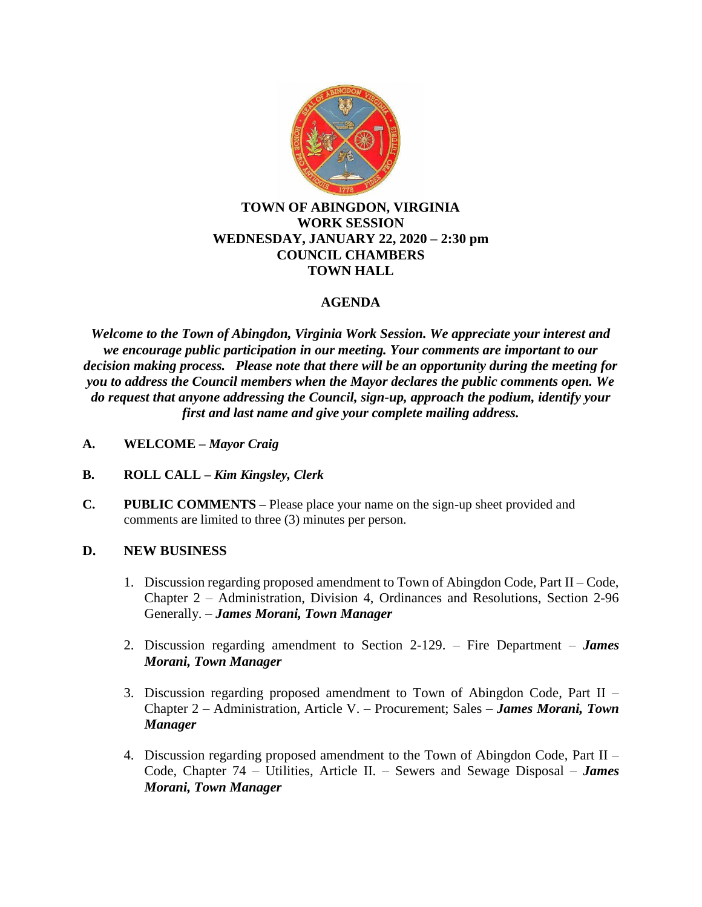# TOWN OF ABINGDON, VIRGINIA
## WORK SESSION
## WEDNESDAY, JANUARY 22, 2020 – 2:30 pm
## COUNCIL CHAMBERS
## TOWN HALL

## AGENDA

***Welcome to the Town of Abingdon, Virginia Work Session. We appreciate your interest and we encourage public participation in our meeting. Your comments are important to our decision making process. Please note that there will be an opportunity during the meeting for you to address the Council members when the Mayor declares the public comments open. We do request that anyone addressing the Council, sign-up, approach the podium, identify your first and last name and give your complete mailing address.***

**A. WELCOME –** ***Mayor Craig***

**B. ROLL CALL –** ***Kim Kingsley, Clerk***

**C. PUBLIC COMMENTS –** Please place your name on the sign-up sheet provided and comments are limited to three (3) minutes per person.

**D. NEW BUSINESS**

1. Discussion regarding proposed amendment to Town of Abingdon Code, Part II – Code, Chapter 2 – Administration, Division 4, Ordinances and Resolutions, Section 2-96 Generally. – ***James Morani, Town Manager***

2. Discussion regarding amendment to Section 2-129. – Fire Department – ***James Morani, Town Manager***

3. Discussion regarding proposed amendment to Town of Abingdon Code, Part II – Chapter 2 – Administration, Article V. – Procurement; Sales – ***James Morani, Town Manager***

4. Discussion regarding proposed amendment to the Town of Abingdon Code, Part II – Code, Chapter 74 – Utilities, Article II. – Sewers and Sewage Disposal – ***James Morani, Town Manager***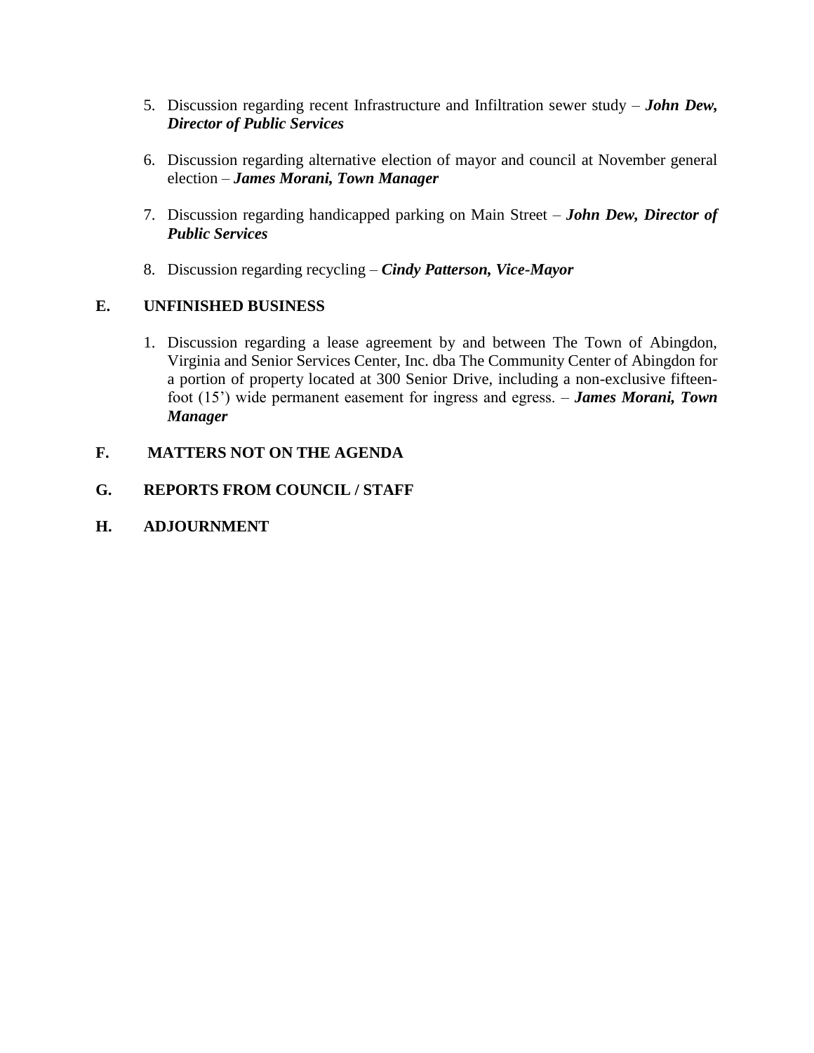5. Discussion regarding recent Infrastructure and Infiltration sewer study – ***John Dew, Director of Public Services***

6. Discussion regarding alternative election of mayor and council at November general election – ***James Morani, Town Manager***

7. Discussion regarding handicapped parking on Main Street – ***John Dew, Director of Public Services***

8. Discussion regarding recycling – ***Cindy Patterson, Vice-Mayor***

**E. UNFINISHED BUSINESS**

1. Discussion regarding a lease agreement by and between The Town of Abingdon, Virginia and Senior Services Center, Inc. dba The Community Center of Abingdon for a portion of property located at 300 Senior Drive, including a non-exclusive fifteen-foot (15') wide permanent easement for ingress and egress. – ***James Morani, Town Manager***

**F. MATTERS NOT ON THE AGENDA**

**G. REPORTS FROM COUNCIL / STAFF**

**H. ADJOURNMENT**